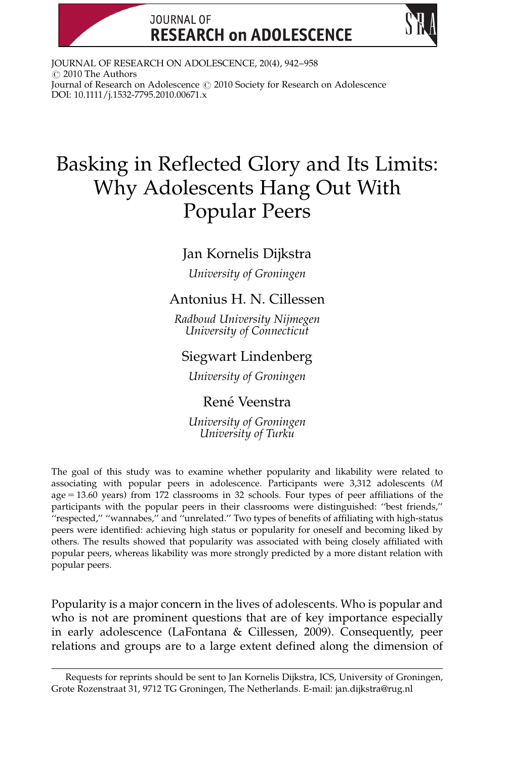JOURNAL OF RESEARCH ON ADOLESCENCE, 20(4), 942–958
© 2010 The Authors
Journal of Research on Adolescence © 2010 Society for Research on Adolescence
DOI: 10.1111/j.1532-7795.2010.00671.x

# Basking in Reflected Glory and Its Limits: Why Adolescents Hang Out With Popular Peers

Jan Kornelis Dijkstra
*University of Groningen*

Antonius H. N. Cillessen
*Radboud University Nijmegen*
*University of Connecticut*

Siegwart Lindenberg
*University of Groningen*

René Veenstra
*University of Groningen*
*University of Turku*

The goal of this study was to examine whether popularity and likability were related to associating with popular peers in adolescence. Participants were 3,312 adolescents (*M* age = 13.60 years) from 172 classrooms in 32 schools. Four types of peer affiliations of the participants with the popular peers in their classrooms were distinguished: "best friends," "respected," "wannabes," and "unrelated." Two types of benefits of affiliating with high-status peers were identified: achieving high status or popularity for oneself and becoming liked by others. The results showed that popularity was associated with being closely affiliated with popular peers, whereas likability was more strongly predicted by a more distant relation with popular peers.

Popularity is a major concern in the lives of adolescents. Who is popular and who is not are prominent questions that are of key importance especially in early adolescence (LaFontana & Cillessen, 2009). Consequently, peer relations and groups are to a large extent defined along the dimension of

Requests for reprints should be sent to Jan Kornelis Dijkstra, ICS, University of Groningen, Grote Rozenstraat 31, 9712 TG Groningen, The Netherlands. E-mail: jan.dijkstra@rug.nl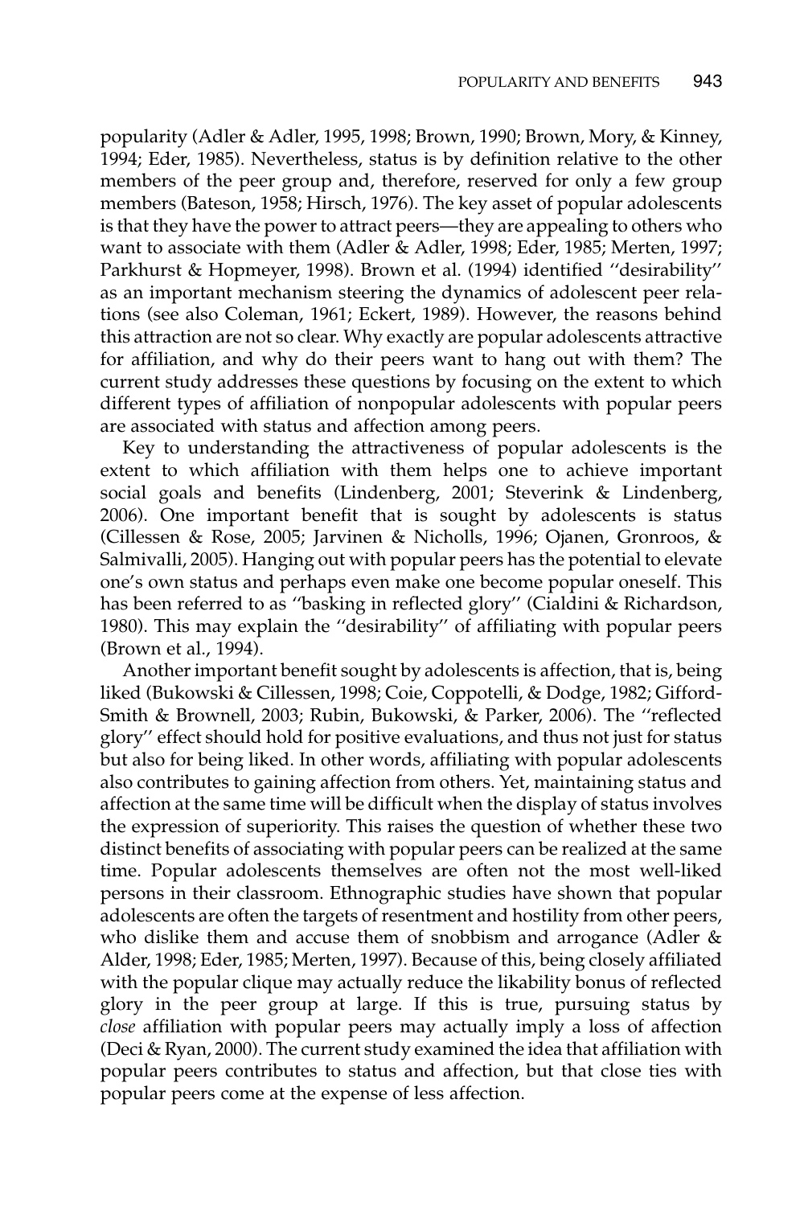popularity (Adler & Adler, 1995, 1998; Brown, 1990; Brown, Mory, & Kinney, 1994; Eder, 1985). Nevertheless, status is by definition relative to the other members of the peer group and, therefore, reserved for only a few group members (Bateson, 1958; Hirsch, 1976). The key asset of popular adolescents is that they have the power to attract peers—they are appealing to others who want to associate with them (Adler & Adler, 1998; Eder, 1985; Merten, 1997; Parkhurst & Hopmeyer, 1998). Brown et al. (1994) identified ''desirability'' as an important mechanism steering the dynamics of adolescent peer relations (see also Coleman, 1961; Eckert, 1989). However, the reasons behind this attraction are not so clear. Why exactly are popular adolescents attractive for affiliation, and why do their peers want to hang out with them? The current study addresses these questions by focusing on the extent to which different types of affiliation of nonpopular adolescents with popular peers are associated with status and affection among peers.

Key to understanding the attractiveness of popular adolescents is the extent to which affiliation with them helps one to achieve important social goals and benefits (Lindenberg, 2001; Steverink & Lindenberg, 2006). One important benefit that is sought by adolescents is status (Cillessen & Rose, 2005; Jarvinen & Nicholls, 1996; Ojanen, Gronroos, & Salmivalli, 2005). Hanging out with popular peers has the potential to elevate one's own status and perhaps even make one become popular oneself. This has been referred to as ''basking in reflected glory'' (Cialdini & Richardson, 1980). This may explain the ''desirability'' of affiliating with popular peers (Brown et al., 1994).

Another important benefit sought by adolescents is affection, that is, being liked (Bukowski & Cillessen, 1998; Coie, Coppotelli, & Dodge, 1982; Gifford-Smith & Brownell, 2003; Rubin, Bukowski, & Parker, 2006). The ''reflected glory'' effect should hold for positive evaluations, and thus not just for status but also for being liked. In other words, affiliating with popular adolescents also contributes to gaining affection from others. Yet, maintaining status and affection at the same time will be difficult when the display of status involves the expression of superiority. This raises the question of whether these two distinct benefits of associating with popular peers can be realized at the same time. Popular adolescents themselves are often not the most well-liked persons in their classroom. Ethnographic studies have shown that popular adolescents are often the targets of resentment and hostility from other peers, who dislike them and accuse them of snobbism and arrogance (Adler & Alder, 1998; Eder, 1985; Merten, 1997). Because of this, being closely affiliated with the popular clique may actually reduce the likability bonus of reflected glory in the peer group at large. If this is true, pursuing status by *close* affiliation with popular peers may actually imply a loss of affection (Deci & Ryan, 2000). The current study examined the idea that affiliation with popular peers contributes to status and affection, but that close ties with popular peers come at the expense of less affection.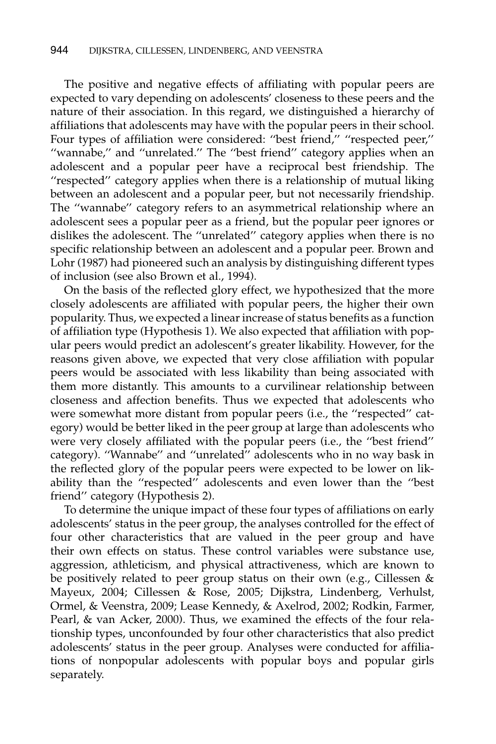The positive and negative effects of affiliating with popular peers are expected to vary depending on adolescents' closeness to these peers and the nature of their association. In this regard, we distinguished a hierarchy of affiliations that adolescents may have with the popular peers in their school. Four types of affiliation were considered: "best friend," "respected peer," "wannabe," and "unrelated." The "best friend" category applies when an adolescent and a popular peer have a reciprocal best friendship. The "respected" category applies when there is a relationship of mutual liking between an adolescent and a popular peer, but not necessarily friendship. The "wannabe" category refers to an asymmetrical relationship where an adolescent sees a popular peer as a friend, but the popular peer ignores or dislikes the adolescent. The "unrelated" category applies when there is no specific relationship between an adolescent and a popular peer. Brown and Lohr (1987) had pioneered such an analysis by distinguishing different types of inclusion (see also Brown et al., 1994).

On the basis of the reflected glory effect, we hypothesized that the more closely adolescents are affiliated with popular peers, the higher their own popularity. Thus, we expected a linear increase of status benefits as a function of affiliation type (Hypothesis 1). We also expected that affiliation with popular peers would predict an adolescent's greater likability. However, for the reasons given above, we expected that very close affiliation with popular peers would be associated with less likability than being associated with them more distantly. This amounts to a curvilinear relationship between closeness and affection benefits. Thus we expected that adolescents who were somewhat more distant from popular peers (i.e., the "respected" category) would be better liked in the peer group at large than adolescents who were very closely affiliated with the popular peers (i.e., the "best friend" category). "Wannabe" and "unrelated" adolescents who in no way bask in the reflected glory of the popular peers were expected to be lower on likability than the "respected" adolescents and even lower than the "best friend" category (Hypothesis 2).

To determine the unique impact of these four types of affiliations on early adolescents' status in the peer group, the analyses controlled for the effect of four other characteristics that are valued in the peer group and have their own effects on status. These control variables were substance use, aggression, athleticism, and physical attractiveness, which are known to be positively related to peer group status on their own (e.g., Cillessen & Mayeux, 2004; Cillessen & Rose, 2005; Dijkstra, Lindenberg, Verhulst, Ormel, & Veenstra, 2009; Lease Kennedy, & Axelrod, 2002; Rodkin, Farmer, Pearl, & van Acker, 2000). Thus, we examined the effects of the four relationship types, unconfounded by four other characteristics that also predict adolescents' status in the peer group. Analyses were conducted for affiliations of nonpopular adolescents with popular boys and popular girls separately.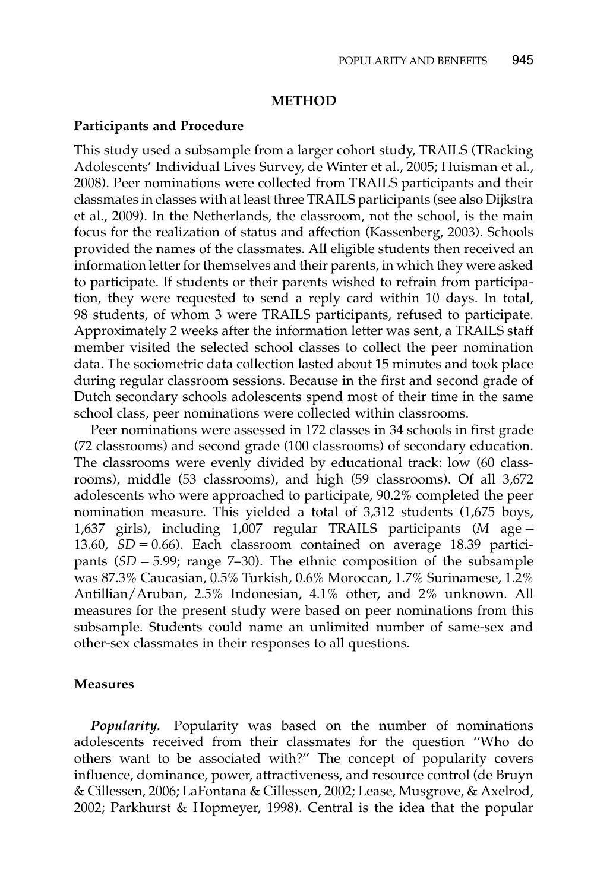## METHOD

### Participants and Procedure

This study used a subsample from a larger cohort study, TRAILS (TRacking Adolescents' Individual Lives Survey, de Winter et al., 2005; Huisman et al., 2008). Peer nominations were collected from TRAILS participants and their classmates in classes with at least three TRAILS participants (see also Dijkstra et al., 2009). In the Netherlands, the classroom, not the school, is the main focus for the realization of status and affection (Kassenberg, 2003). Schools provided the names of the classmates. All eligible students then received an information letter for themselves and their parents, in which they were asked to participate. If students or their parents wished to refrain from participation, they were requested to send a reply card within 10 days. In total, 98 students, of whom 3 were TRAILS participants, refused to participate. Approximately 2 weeks after the information letter was sent, a TRAILS staff member visited the selected school classes to collect the peer nomination data. The sociometric data collection lasted about 15 minutes and took place during regular classroom sessions. Because in the first and second grade of Dutch secondary schools adolescents spend most of their time in the same school class, peer nominations were collected within classrooms.

Peer nominations were assessed in 172 classes in 34 schools in first grade (72 classrooms) and second grade (100 classrooms) of secondary education. The classrooms were evenly divided by educational track: low (60 classrooms), middle (53 classrooms), and high (59 classrooms). Of all 3,672 adolescents who were approached to participate, 90.2% completed the peer nomination measure. This yielded a total of 3,312 students (1,675 boys, 1,637 girls), including 1,007 regular TRAILS participants ($M$ age = 13.60, $SD = 0.66$). Each classroom contained on average 18.39 participants ($SD = 5.99$; range 7–30). The ethnic composition of the subsample was 87.3% Caucasian, 0.5% Turkish, 0.6% Moroccan, 1.7% Surinamese, 1.2% Antillian/Aruban, 2.5% Indonesian, 4.1% other, and 2% unknown. All measures for the present study were based on peer nominations from this subsample. Students could name an unlimited number of same-sex and other-sex classmates in their responses to all questions.

### Measures

***Popularity.*** Popularity was based on the number of nominations adolescents received from their classmates for the question "Who do others want to be associated with?" The concept of popularity covers influence, dominance, power, attractiveness, and resource control (de Bruyn & Cillessen, 2006; LaFontana & Cillessen, 2002; Lease, Musgrove, & Axelrod, 2002; Parkhurst & Hopmeyer, 1998). Central is the idea that the popular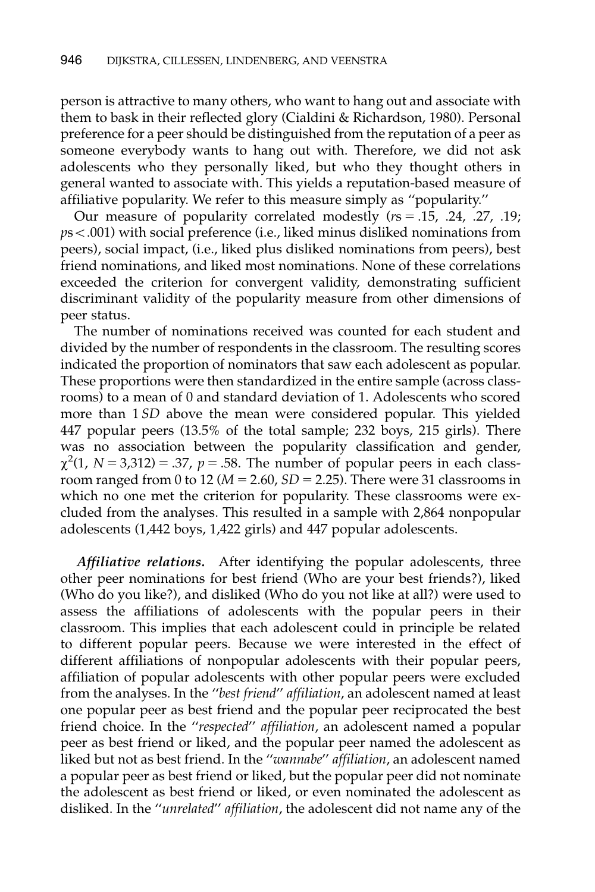person is attractive to many others, who want to hang out and associate with them to bask in their reflected glory (Cialdini & Richardson, 1980). Personal preference for a peer should be distinguished from the reputation of a peer as someone everybody wants to hang out with. Therefore, we did not ask adolescents who they personally liked, but who they thought others in general wanted to associate with. This yields a reputation-based measure of affiliative popularity. We refer to this measure simply as ''popularity.''

Our measure of popularity correlated modestly (*r*s = .15, .24, .27, .19; *p*s < .001) with social preference (i.e., liked minus disliked nominations from peers), social impact, (i.e., liked plus disliked nominations from peers), best friend nominations, and liked most nominations. None of these correlations exceeded the criterion for convergent validity, demonstrating sufficient discriminant validity of the popularity measure from other dimensions of peer status.

The number of nominations received was counted for each student and divided by the number of respondents in the classroom. The resulting scores indicated the proportion of nominators that saw each adolescent as popular. These proportions were then standardized in the entire sample (across classrooms) to a mean of 0 and standard deviation of 1. Adolescents who scored more than 1 *SD* above the mean were considered popular. This yielded 447 popular peers (13.5% of the total sample; 232 boys, 215 girls). There was no association between the popularity classification and gender, $\chi^2(1, N = 3{,}312) = .37$, $p = .58$. The number of popular peers in each classroom ranged from 0 to 12 ($M = 2.60$, $SD = 2.25$). There were 31 classrooms in which no one met the criterion for popularity. These classrooms were excluded from the analyses. This resulted in a sample with 2,864 nonpopular adolescents (1,442 boys, 1,422 girls) and 447 popular adolescents.

***Affiliative relations.*** After identifying the popular adolescents, three other peer nominations for best friend (Who are your best friends?), liked (Who do you like?), and disliked (Who do you not like at all?) were used to assess the affiliations of adolescents with the popular peers in their classroom. This implies that each adolescent could in principle be related to different popular peers. Because we were interested in the effect of different affiliations of nonpopular adolescents with their popular peers, affiliation of popular adolescents with other popular peers were excluded from the analyses. In the ''*best friend*'' *affiliation*, an adolescent named at least one popular peer as best friend and the popular peer reciprocated the best friend choice. In the ''*respected*'' *affiliation*, an adolescent named a popular peer as best friend or liked, and the popular peer named the adolescent as liked but not as best friend. In the ''*wannabe*'' *affiliation*, an adolescent named a popular peer as best friend or liked, but the popular peer did not nominate the adolescent as best friend or liked, or even nominated the adolescent as disliked. In the ''*unrelated*'' *affiliation*, the adolescent did not name any of the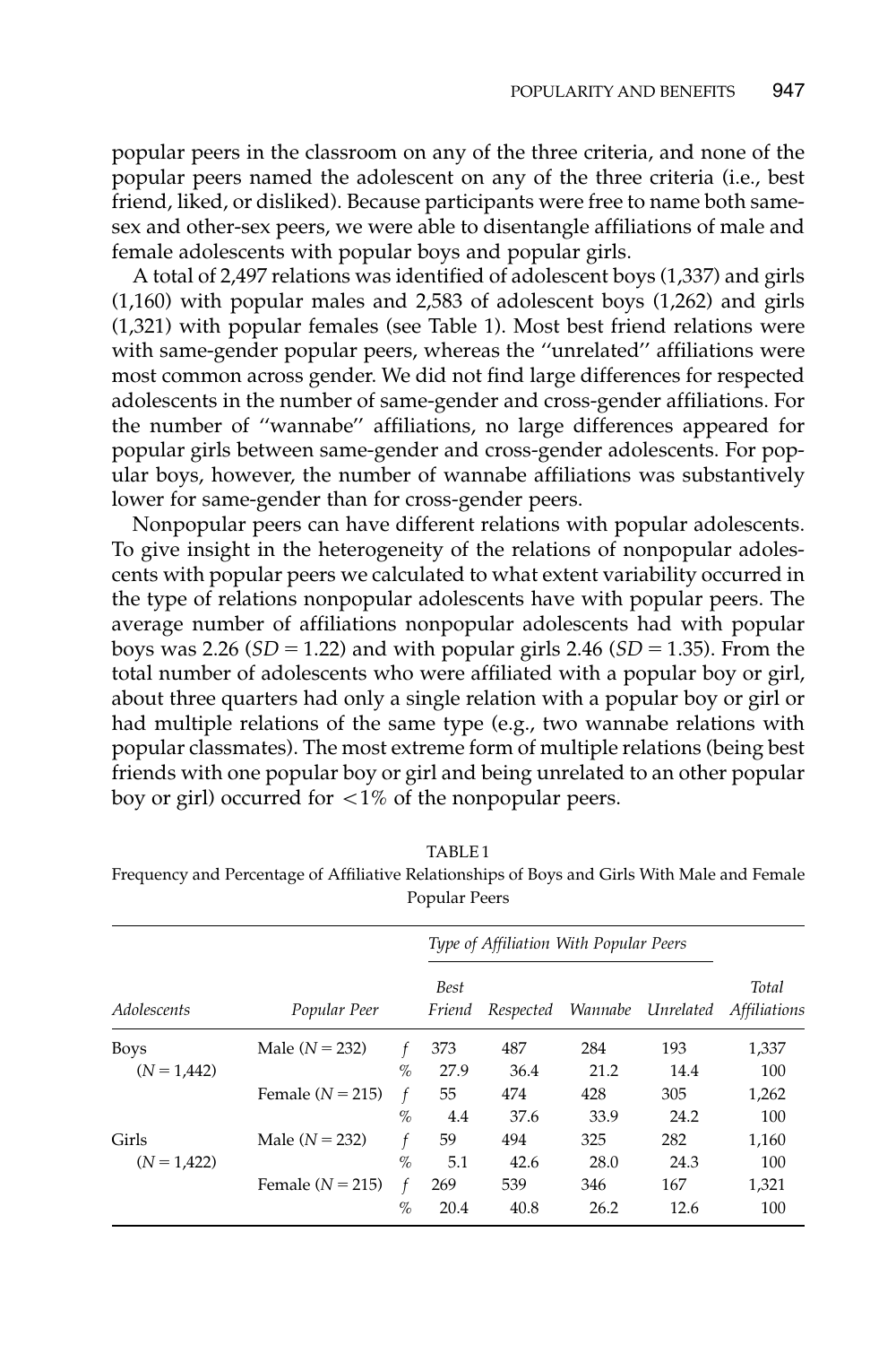popular peers in the classroom on any of the three criteria, and none of the popular peers named the adolescent on any of the three criteria (i.e., best friend, liked, or disliked). Because participants were free to name both same-sex and other-sex peers, we were able to disentangle affiliations of male and female adolescents with popular boys and popular girls.

A total of 2,497 relations was identified of adolescent boys (1,337) and girls (1,160) with popular males and 2,583 of adolescent boys (1,262) and girls (1,321) with popular females (see Table 1). Most best friend relations were with same-gender popular peers, whereas the ''unrelated'' affiliations were most common across gender. We did not find large differences for respected adolescents in the number of same-gender and cross-gender affiliations. For the number of ''wannabe'' affiliations, no large differences appeared for popular girls between same-gender and cross-gender adolescents. For popular boys, however, the number of wannabe affiliations was substantively lower for same-gender than for cross-gender peers.

Nonpopular peers can have different relations with popular adolescents. To give insight in the heterogeneity of the relations of nonpopular adolescents with popular peers we calculated to what extent variability occurred in the type of relations nonpopular adolescents have with popular peers. The average number of affiliations nonpopular adolescents had with popular boys was 2.26 ($SD = 1.22$) and with popular girls 2.46 ($SD = 1.35$). From the total number of adolescents who were affiliated with a popular boy or girl, about three quarters had only a single relation with a popular boy or girl or had multiple relations of the same type (e.g., two wannabe relations with popular classmates). The most extreme form of multiple relations (being best friends with one popular boy or girl and being unrelated to an other popular boy or girl) occurred for <1% of the nonpopular peers.

TABLE 1
Frequency and Percentage of Affiliative Relationships of Boys and Girls With Male and Female Popular Peers

| | | | *Type of Affiliation With Popular Peers* | | | | |
|---|---|---|---|---|---|---|---|
| *Adolescents* | *Popular Peer* | | *Best Friend* | *Respected* | *Wannabe* | *Unrelated* | *Total Affiliations* |
| Boys | Male ($N = 232$) | *f* | 373 | 487 | 284 | 193 | 1,337 |
| ($N = 1{,}442$) | | % | 27.9 | 36.4 | 21.2 | 14.4 | 100 |
| | Female ($N = 215$) | *f* | 55 | 474 | 428 | 305 | 1,262 |
| | | % | 4.4 | 37.6 | 33.9 | 24.2 | 100 |
| Girls | Male ($N = 232$) | *f* | 59 | 494 | 325 | 282 | 1,160 |
| ($N = 1{,}422$) | | % | 5.1 | 42.6 | 28.0 | 24.3 | 100 |
| | Female ($N = 215$) | *f* | 269 | 539 | 346 | 167 | 1,321 |
| | | % | 20.4 | 40.8 | 26.2 | 12.6 | 100 |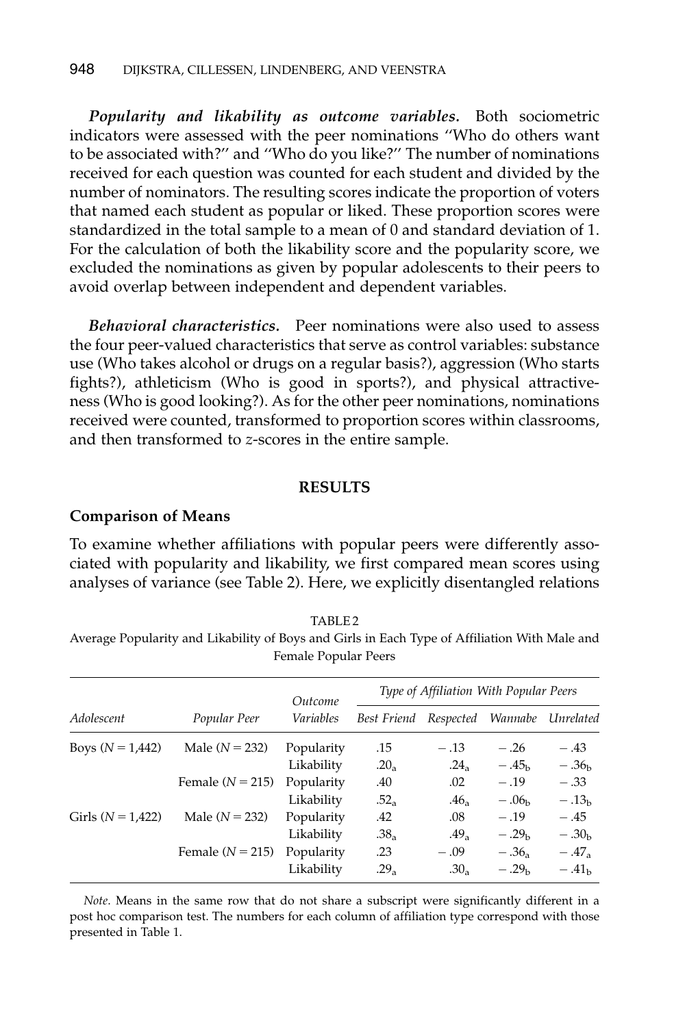***Popularity and likability as outcome variables.*** Both sociometric indicators were assessed with the peer nominations ''Who do others want to be associated with?'' and ''Who do you like?'' The number of nominations received for each question was counted for each student and divided by the number of nominators. The resulting scores indicate the proportion of voters that named each student as popular or liked. These proportion scores were standardized in the total sample to a mean of 0 and standard deviation of 1. For the calculation of both the likability score and the popularity score, we excluded the nominations as given by popular adolescents to their peers to avoid overlap between independent and dependent variables.

***Behavioral characteristics.*** Peer nominations were also used to assess the four peer-valued characteristics that serve as control variables: substance use (Who takes alcohol or drugs on a regular basis?), aggression (Who starts fights?), athleticism (Who is good in sports?), and physical attractiveness (Who is good looking?). As for the other peer nominations, nominations received were counted, transformed to proportion scores within classrooms, and then transformed to *z*-scores in the entire sample.

## RESULTS

### Comparison of Means

To examine whether affiliations with popular peers were differently associated with popularity and likability, we first compared mean scores using analyses of variance (see Table 2). Here, we explicitly disentangled relations

TABLE 2
Average Popularity and Likability of Boys and Girls in Each Type of Affiliation With Male and Female Popular Peers

| *Adolescent* | *Popular Peer* | *Outcome Variables* | *Type of Affiliation With Popular Peers* | | | |
|---|---|---|---|---|---|---|
| | | | *Best Friend* | *Respected* | *Wannabe* | *Unrelated* |
| Boys ($N = 1{,}442$) | Male ($N = 232$) | Popularity | .15 | −.13 | −.26 | −.43 |
| | | Likability | $.20_a$ | $.24_a$ | $-.45_b$ | $-.36_b$ |
| | Female ($N = 215$) | Popularity | .40 | .02 | −.19 | −.33 |
| | | Likability | $.52_a$ | $.46_a$ | $-.06_b$ | $-.13_b$ |
| Girls ($N = 1{,}422$) | Male ($N = 232$) | Popularity | .42 | .08 | −.19 | −.45 |
| | | Likability | $.38_a$ | $.49_a$ | $-.29_b$ | $-.30_b$ |
| | Female ($N = 215$) | Popularity | .23 | −.09 | $-.36_a$ | $-.47_a$ |
| | | Likability | $.29_a$ | $.30_a$ | $-.29_b$ | $-.41_b$ |

*Note*. Means in the same row that do not share a subscript were significantly different in a post hoc comparison test. The numbers for each column of affiliation type correspond with those presented in Table 1.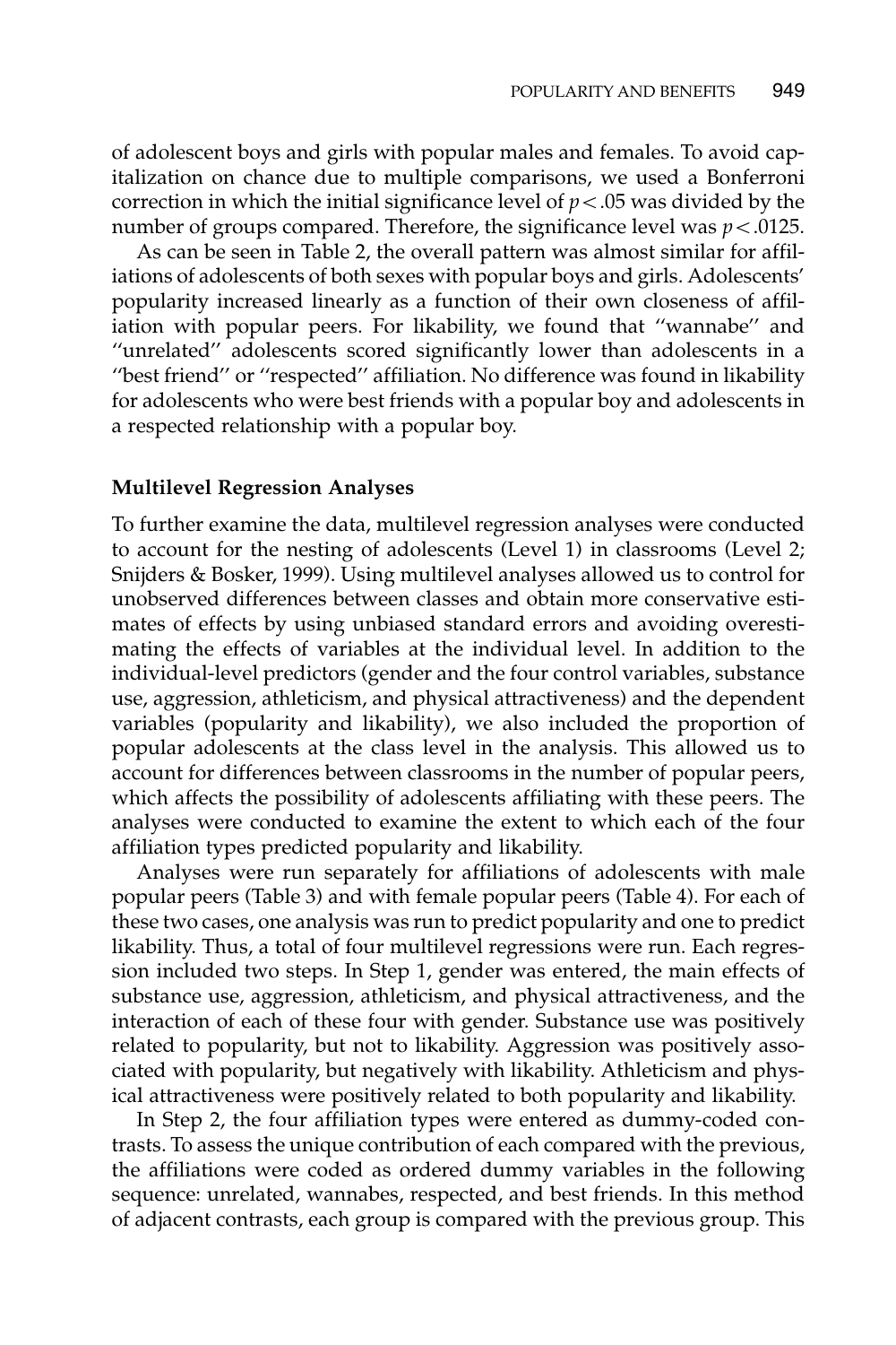of adolescent boys and girls with popular males and females. To avoid capitalization on chance due to multiple comparisons, we used a Bonferroni correction in which the initial significance level of $p < .05$ was divided by the number of groups compared. Therefore, the significance level was $p < .0125$.

As can be seen in Table 2, the overall pattern was almost similar for affiliations of adolescents of both sexes with popular boys and girls. Adolescents' popularity increased linearly as a function of their own closeness of affiliation with popular peers. For likability, we found that ''wannabe'' and ''unrelated'' adolescents scored significantly lower than adolescents in a ''best friend'' or ''respected'' affiliation. No difference was found in likability for adolescents who were best friends with a popular boy and adolescents in a respected relationship with a popular boy.

## Multilevel Regression Analyses

To further examine the data, multilevel regression analyses were conducted to account for the nesting of adolescents (Level 1) in classrooms (Level 2; Snijders & Bosker, 1999). Using multilevel analyses allowed us to control for unobserved differences between classes and obtain more conservative estimates of effects by using unbiased standard errors and avoiding overestimating the effects of variables at the individual level. In addition to the individual-level predictors (gender and the four control variables, substance use, aggression, athleticism, and physical attractiveness) and the dependent variables (popularity and likability), we also included the proportion of popular adolescents at the class level in the analysis. This allowed us to account for differences between classrooms in the number of popular peers, which affects the possibility of adolescents affiliating with these peers. The analyses were conducted to examine the extent to which each of the four affiliation types predicted popularity and likability.

Analyses were run separately for affiliations of adolescents with male popular peers (Table 3) and with female popular peers (Table 4). For each of these two cases, one analysis was run to predict popularity and one to predict likability. Thus, a total of four multilevel regressions were run. Each regression included two steps. In Step 1, gender was entered, the main effects of substance use, aggression, athleticism, and physical attractiveness, and the interaction of each of these four with gender. Substance use was positively related to popularity, but not to likability. Aggression was positively associated with popularity, but negatively with likability. Athleticism and physical attractiveness were positively related to both popularity and likability.

In Step 2, the four affiliation types were entered as dummy-coded contrasts. To assess the unique contribution of each compared with the previous, the affiliations were coded as ordered dummy variables in the following sequence: unrelated, wannabes, respected, and best friends. In this method of adjacent contrasts, each group is compared with the previous group. This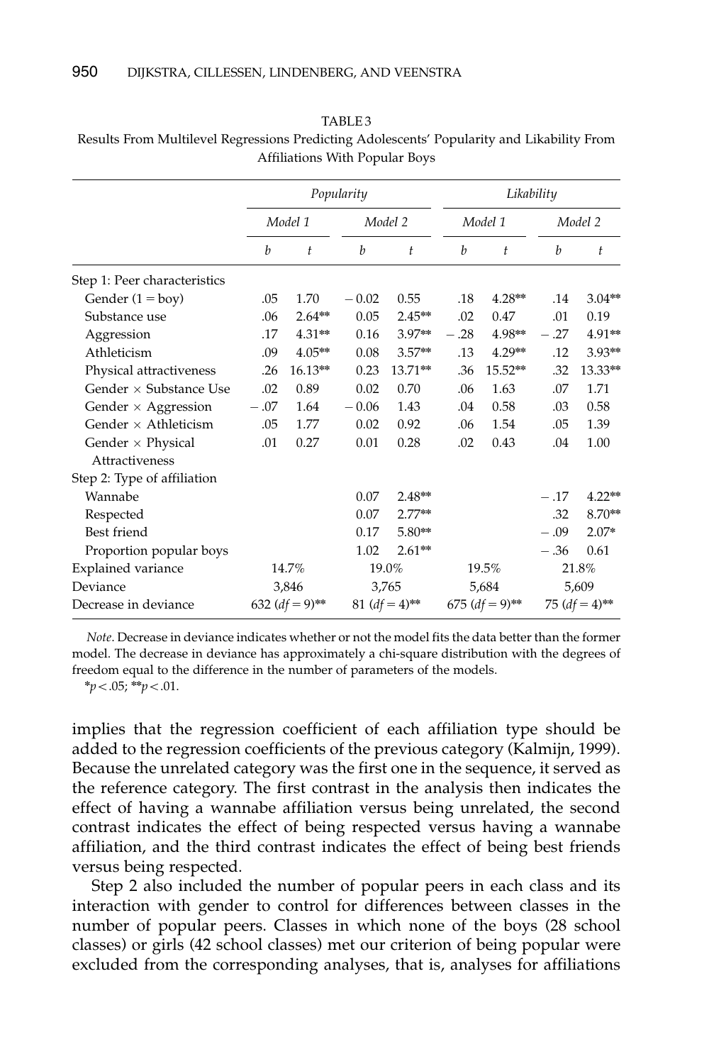TABLE 3

Results From Multilevel Regressions Predicting Adolescents' Popularity and Likability From Affiliations With Popular Boys

| | Popularity | | | | Likability | | | |
|---|---|---|---|---|---|---|---|---|
| | Model 1 | | Model 2 | | Model 1 | | Model 2 | |
| | *b* | *t* | *b* | *t* | *b* | *t* | *b* | *t* |
| Step 1: Peer characteristics | | | | | | | | |
| Gender (1 = boy) | .05 | 1.70 | − 0.02 | 0.55 | .18 | 4.28** | .14 | 3.04** |
| Substance use | .06 | 2.64** | 0.05 | 2.45** | .02 | 0.47 | .01 | 0.19 |
| Aggression | .17 | 4.31** | 0.16 | 3.97** | − .28 | 4.98** | − .27 | 4.91** |
| Athleticism | .09 | 4.05** | 0.08 | 3.57** | .13 | 4.29** | .12 | 3.93** |
| Physical attractiveness | .26 | 16.13** | 0.23 | 13.71** | .36 | 15.52** | .32 | 13.33** |
| Gender × Substance Use | .02 | 0.89 | 0.02 | 0.70 | .06 | 1.63 | .07 | 1.71 |
| Gender × Aggression | − .07 | 1.64 | − 0.06 | 1.43 | .04 | 0.58 | .03 | 0.58 |
| Gender × Athleticism | .05 | 1.77 | 0.02 | 0.92 | .06 | 1.54 | .05 | 1.39 |
| Gender × Physical Attractiveness | .01 | 0.27 | 0.01 | 0.28 | .02 | 0.43 | .04 | 1.00 |
| Step 2: Type of affiliation | | | | | | | | |
| Wannabe | | | 0.07 | 2.48** | | | − .17 | 4.22** |
| Respected | | | 0.07 | 2.77** | | | .32 | 8.70** |
| Best friend | | | 0.17 | 5.80** | | | − .09 | 2.07* |
| Proportion popular boys | | | 1.02 | 2.61** | | | − .36 | 0.61 |
| Explained variance | 14.7% | | 19.0% | | 19.5% | | 21.8% | |
| Deviance | 3,846 | | 3,765 | | 5,684 | | 5,609 | |
| Decrease in deviance | 632 ($df$ = 9)** | | 81 ($df$ = 4)** | | 675 ($df$ = 9)** | | 75 ($df$ = 4)** | |

*Note*. Decrease in deviance indicates whether or not the model fits the data better than the former model. The decrease in deviance has approximately a chi-square distribution with the degrees of freedom equal to the difference in the number of parameters of the models.

*$p < .05$; **$p < .01$.

implies that the regression coefficient of each affiliation type should be added to the regression coefficients of the previous category (Kalmijn, 1999). Because the unrelated category was the first one in the sequence, it served as the reference category. The first contrast in the analysis then indicates the effect of having a wannabe affiliation versus being unrelated, the second contrast indicates the effect of being respected versus having a wannabe affiliation, and the third contrast indicates the effect of being best friends versus being respected.

Step 2 also included the number of popular peers in each class and its interaction with gender to control for differences between classes in the number of popular peers. Classes in which none of the boys (28 school classes) or girls (42 school classes) met our criterion of being popular were excluded from the corresponding analyses, that is, analyses for affiliations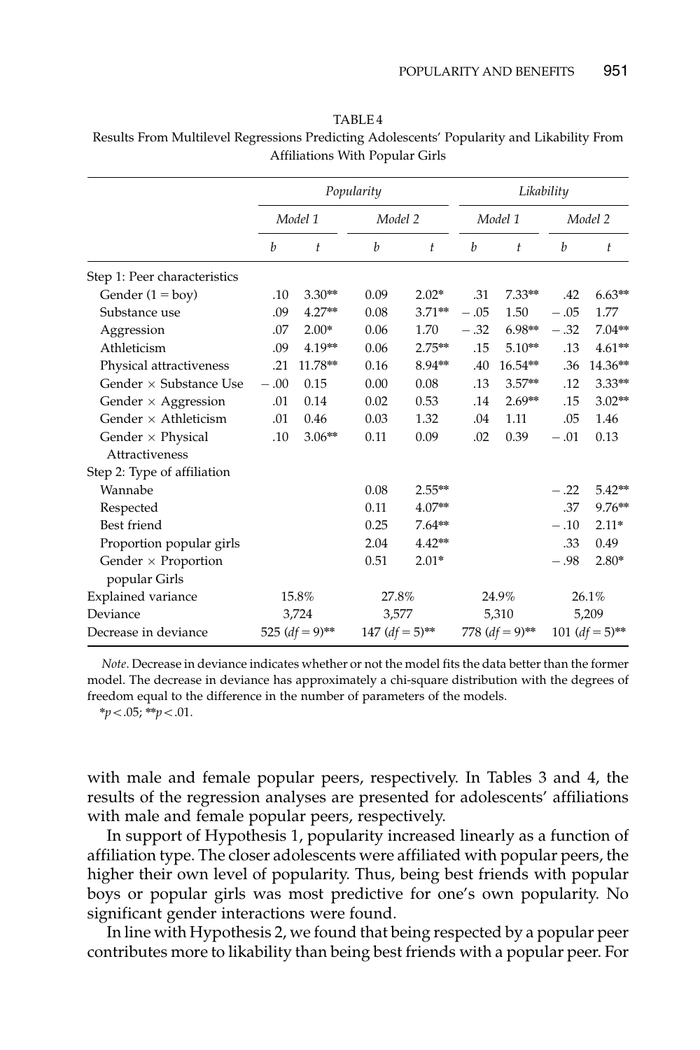TABLE 4
Results From Multilevel Regressions Predicting Adolescents' Popularity and Likability From Affiliations With Popular Girls

| | *Popularity* | | | | *Likability* | | | |
|---|---|---|---|---|---|---|---|---|
| | *Model 1* | | *Model 2* | | *Model 1* | | *Model 2* | |
| | *b* | *t* | *b* | *t* | *b* | *t* | *b* | *t* |
| Step 1: Peer characteristics | | | | | | | | |
| Gender (1 = boy) | .10 | 3.30** | 0.09 | 2.02* | .31 | 7.33** | .42 | 6.63** |
| Substance use | .09 | 4.27** | 0.08 | 3.71** | −.05 | 1.50 | −.05 | 1.77 |
| Aggression | .07 | 2.00* | 0.06 | 1.70 | −.32 | 6.98** | −.32 | 7.04** |
| Athleticism | .09 | 4.19** | 0.06 | 2.75** | .15 | 5.10** | .13 | 4.61** |
| Physical attractiveness | .21 | 11.78** | 0.16 | 8.94** | .40 | 16.54** | .36 | 14.36** |
| Gender × Substance Use | −.00 | 0.15 | 0.00 | 0.08 | .13 | 3.57** | .12 | 3.33** |
| Gender × Aggression | .01 | 0.14 | 0.02 | 0.53 | .14 | 2.69** | .15 | 3.02** |
| Gender × Athleticism | .01 | 0.46 | 0.03 | 1.32 | .04 | 1.11 | .05 | 1.46 |
| Gender × Physical Attractiveness | .10 | 3.06** | 0.11 | 0.09 | .02 | 0.39 | −.01 | 0.13 |
| Step 2: Type of affiliation | | | | | | | | |
| Wannabe | | | 0.08 | 2.55** | | | −.22 | 5.42** |
| Respected | | | 0.11 | 4.07** | | | .37 | 9.76** |
| Best friend | | | 0.25 | 7.64** | | | −.10 | 2.11* |
| Proportion popular girls | | | 2.04 | 4.42** | | | .33 | 0.49 |
| Gender × Proportion popular Girls | | | 0.51 | 2.01* | | | −.98 | 2.80* |
| Explained variance | 15.8% | | 27.8% | | 24.9% | | 26.1% | |
| Deviance | 3,724 | | 3,577 | | 5,310 | | 5,209 | |
| Decrease in deviance | 525 ($df = 9$)** | | 147 ($df = 5$)** | | 778 ($df = 9$)** | | 101 ($df = 5$)** | |

*Note*. Decrease in deviance indicates whether or not the model fits the data better than the former model. The decrease in deviance has approximately a chi-square distribution with the degrees of freedom equal to the difference in the number of parameters of the models.
*$p < .05$; **$p < .01$.

with male and female popular peers, respectively. In Tables 3 and 4, the results of the regression analyses are presented for adolescents' affiliations with male and female popular peers, respectively.

In support of Hypothesis 1, popularity increased linearly as a function of affiliation type. The closer adolescents were affiliated with popular peers, the higher their own level of popularity. Thus, being best friends with popular boys or popular girls was most predictive for one's own popularity. No significant gender interactions were found.

In line with Hypothesis 2, we found that being respected by a popular peer contributes more to likability than being best friends with a popular peer. For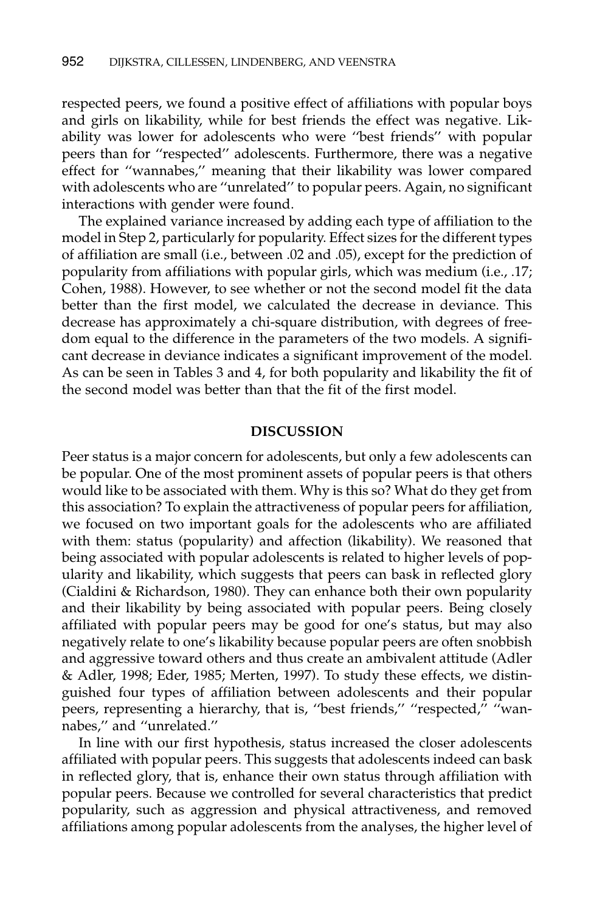respected peers, we found a positive effect of affiliations with popular boys and girls on likability, while for best friends the effect was negative. Likability was lower for adolescents who were ''best friends'' with popular peers than for ''respected'' adolescents. Furthermore, there was a negative effect for ''wannabes,'' meaning that their likability was lower compared with adolescents who are ''unrelated'' to popular peers. Again, no significant interactions with gender were found.

The explained variance increased by adding each type of affiliation to the model in Step 2, particularly for popularity. Effect sizes for the different types of affiliation are small (i.e., between .02 and .05), except for the prediction of popularity from affiliations with popular girls, which was medium (i.e., .17; Cohen, 1988). However, to see whether or not the second model fit the data better than the first model, we calculated the decrease in deviance. This decrease has approximately a chi-square distribution, with degrees of freedom equal to the difference in the parameters of the two models. A significant decrease in deviance indicates a significant improvement of the model. As can be seen in Tables 3 and 4, for both popularity and likability the fit of the second model was better than that the fit of the first model.

## DISCUSSION

Peer status is a major concern for adolescents, but only a few adolescents can be popular. One of the most prominent assets of popular peers is that others would like to be associated with them. Why is this so? What do they get from this association? To explain the attractiveness of popular peers for affiliation, we focused on two important goals for the adolescents who are affiliated with them: status (popularity) and affection (likability). We reasoned that being associated with popular adolescents is related to higher levels of popularity and likability, which suggests that peers can bask in reflected glory (Cialdini & Richardson, 1980). They can enhance both their own popularity and their likability by being associated with popular peers. Being closely affiliated with popular peers may be good for one's status, but may also negatively relate to one's likability because popular peers are often snobbish and aggressive toward others and thus create an ambivalent attitude (Adler & Adler, 1998; Eder, 1985; Merten, 1997). To study these effects, we distinguished four types of affiliation between adolescents and their popular peers, representing a hierarchy, that is, ''best friends,'' ''respected,'' ''wannabes,'' and ''unrelated.''

In line with our first hypothesis, status increased the closer adolescents affiliated with popular peers. This suggests that adolescents indeed can bask in reflected glory, that is, enhance their own status through affiliation with popular peers. Because we controlled for several characteristics that predict popularity, such as aggression and physical attractiveness, and removed affiliations among popular adolescents from the analyses, the higher level of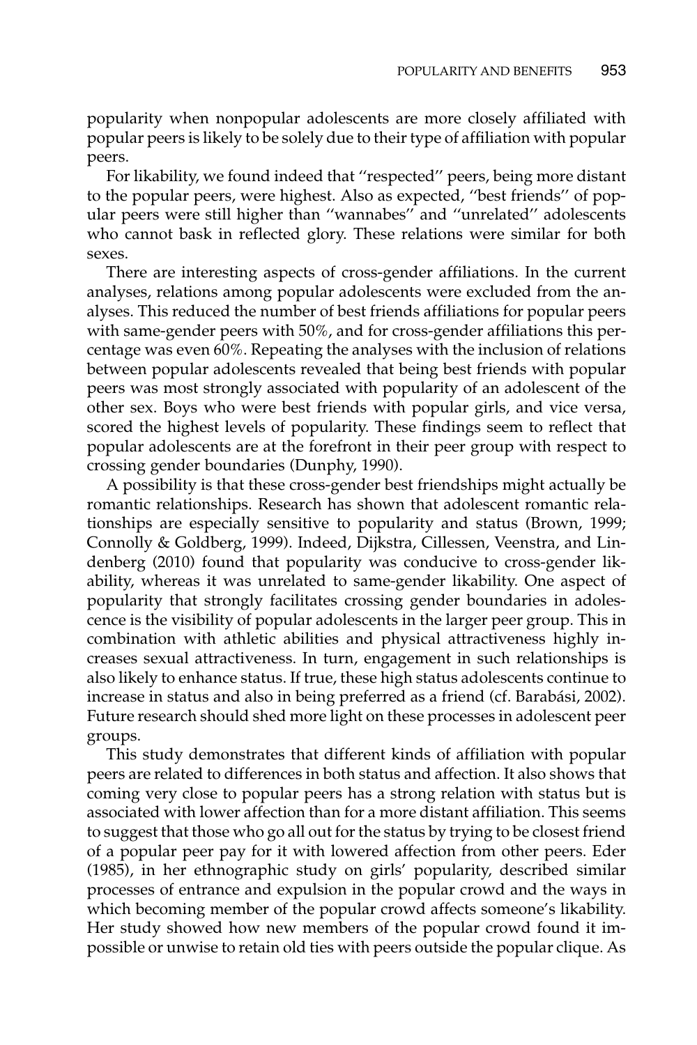popularity when nonpopular adolescents are more closely affiliated with popular peers is likely to be solely due to their type of affiliation with popular peers.

For likability, we found indeed that ''respected'' peers, being more distant to the popular peers, were highest. Also as expected, ''best friends'' of popular peers were still higher than ''wannabes'' and ''unrelated'' adolescents who cannot bask in reflected glory. These relations were similar for both sexes.

There are interesting aspects of cross-gender affiliations. In the current analyses, relations among popular adolescents were excluded from the analyses. This reduced the number of best friends affiliations for popular peers with same-gender peers with 50%, and for cross-gender affiliations this percentage was even 60%. Repeating the analyses with the inclusion of relations between popular adolescents revealed that being best friends with popular peers was most strongly associated with popularity of an adolescent of the other sex. Boys who were best friends with popular girls, and vice versa, scored the highest levels of popularity. These findings seem to reflect that popular adolescents are at the forefront in their peer group with respect to crossing gender boundaries (Dunphy, 1990).

A possibility is that these cross-gender best friendships might actually be romantic relationships. Research has shown that adolescent romantic relationships are especially sensitive to popularity and status (Brown, 1999; Connolly & Goldberg, 1999). Indeed, Dijkstra, Cillessen, Veenstra, and Lindenberg (2010) found that popularity was conducive to cross-gender likability, whereas it was unrelated to same-gender likability. One aspect of popularity that strongly facilitates crossing gender boundaries in adolescence is the visibility of popular adolescents in the larger peer group. This in combination with athletic abilities and physical attractiveness highly increases sexual attractiveness. In turn, engagement in such relationships is also likely to enhance status. If true, these high status adolescents continue to increase in status and also in being preferred as a friend (cf. Barabási, 2002). Future research should shed more light on these processes in adolescent peer groups.

This study demonstrates that different kinds of affiliation with popular peers are related to differences in both status and affection. It also shows that coming very close to popular peers has a strong relation with status but is associated with lower affection than for a more distant affiliation. This seems to suggest that those who go all out for the status by trying to be closest friend of a popular peer pay for it with lowered affection from other peers. Eder (1985), in her ethnographic study on girls' popularity, described similar processes of entrance and expulsion in the popular crowd and the ways in which becoming member of the popular crowd affects someone's likability. Her study showed how new members of the popular crowd found it impossible or unwise to retain old ties with peers outside the popular clique. As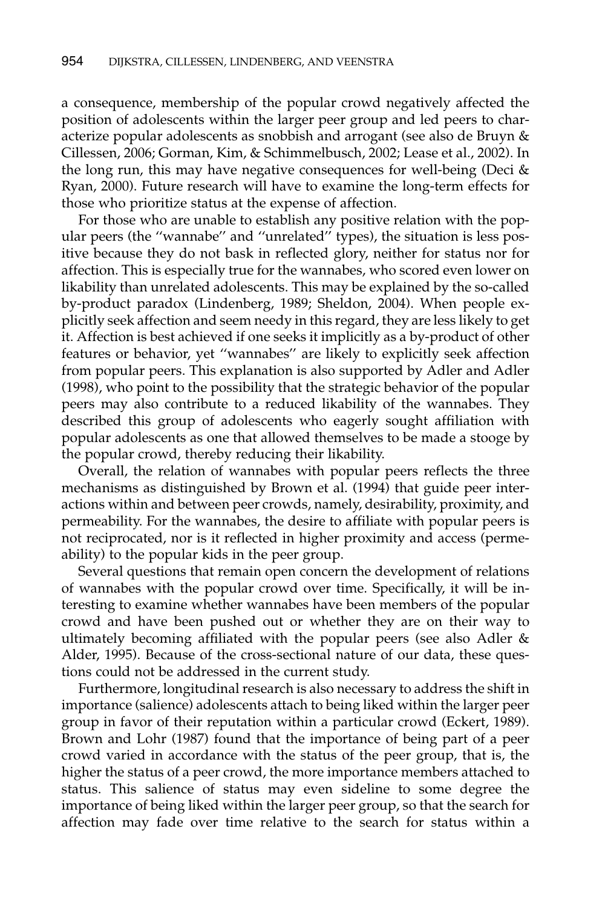a consequence, membership of the popular crowd negatively affected the position of adolescents within the larger peer group and led peers to characterize popular adolescents as snobbish and arrogant (see also de Bruyn & Cillessen, 2006; Gorman, Kim, & Schimmelbusch, 2002; Lease et al., 2002). In the long run, this may have negative consequences for well-being (Deci & Ryan, 2000). Future research will have to examine the long-term effects for those who prioritize status at the expense of affection.

For those who are unable to establish any positive relation with the popular peers (the ''wannabe'' and ''unrelated'' types), the situation is less positive because they do not bask in reflected glory, neither for status nor for affection. This is especially true for the wannabes, who scored even lower on likability than unrelated adolescents. This may be explained by the so-called by-product paradox (Lindenberg, 1989; Sheldon, 2004). When people explicitly seek affection and seem needy in this regard, they are less likely to get it. Affection is best achieved if one seeks it implicitly as a by-product of other features or behavior, yet ''wannabes'' are likely to explicitly seek affection from popular peers. This explanation is also supported by Adler and Adler (1998), who point to the possibility that the strategic behavior of the popular peers may also contribute to a reduced likability of the wannabes. They described this group of adolescents who eagerly sought affiliation with popular adolescents as one that allowed themselves to be made a stooge by the popular crowd, thereby reducing their likability.

Overall, the relation of wannabes with popular peers reflects the three mechanisms as distinguished by Brown et al. (1994) that guide peer interactions within and between peer crowds, namely, desirability, proximity, and permeability. For the wannabes, the desire to affiliate with popular peers is not reciprocated, nor is it reflected in higher proximity and access (permeability) to the popular kids in the peer group.

Several questions that remain open concern the development of relations of wannabes with the popular crowd over time. Specifically, it will be interesting to examine whether wannabes have been members of the popular crowd and have been pushed out or whether they are on their way to ultimately becoming affiliated with the popular peers (see also Adler & Alder, 1995). Because of the cross-sectional nature of our data, these questions could not be addressed in the current study.

Furthermore, longitudinal research is also necessary to address the shift in importance (salience) adolescents attach to being liked within the larger peer group in favor of their reputation within a particular crowd (Eckert, 1989). Brown and Lohr (1987) found that the importance of being part of a peer crowd varied in accordance with the status of the peer group, that is, the higher the status of a peer crowd, the more importance members attached to status. This salience of status may even sideline to some degree the importance of being liked within the larger peer group, so that the search for affection may fade over time relative to the search for status within a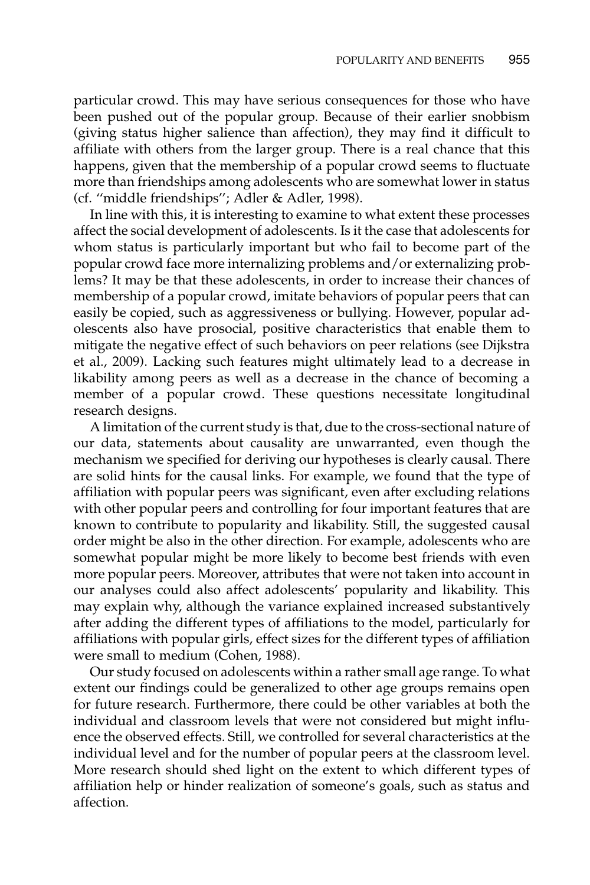particular crowd. This may have serious consequences for those who have been pushed out of the popular group. Because of their earlier snobbism (giving status higher salience than affection), they may find it difficult to affiliate with others from the larger group. There is a real chance that this happens, given that the membership of a popular crowd seems to fluctuate more than friendships among adolescents who are somewhat lower in status (cf. ''middle friendships''; Adler & Adler, 1998).

In line with this, it is interesting to examine to what extent these processes affect the social development of adolescents. Is it the case that adolescents for whom status is particularly important but who fail to become part of the popular crowd face more internalizing problems and/or externalizing problems? It may be that these adolescents, in order to increase their chances of membership of a popular crowd, imitate behaviors of popular peers that can easily be copied, such as aggressiveness or bullying. However, popular adolescents also have prosocial, positive characteristics that enable them to mitigate the negative effect of such behaviors on peer relations (see Dijkstra et al., 2009). Lacking such features might ultimately lead to a decrease in likability among peers as well as a decrease in the chance of becoming a member of a popular crowd. These questions necessitate longitudinal research designs.

A limitation of the current study is that, due to the cross-sectional nature of our data, statements about causality are unwarranted, even though the mechanism we specified for deriving our hypotheses is clearly causal. There are solid hints for the causal links. For example, we found that the type of affiliation with popular peers was significant, even after excluding relations with other popular peers and controlling for four important features that are known to contribute to popularity and likability. Still, the suggested causal order might be also in the other direction. For example, adolescents who are somewhat popular might be more likely to become best friends with even more popular peers. Moreover, attributes that were not taken into account in our analyses could also affect adolescents' popularity and likability. This may explain why, although the variance explained increased substantively after adding the different types of affiliations to the model, particularly for affiliations with popular girls, effect sizes for the different types of affiliation were small to medium (Cohen, 1988).

Our study focused on adolescents within a rather small age range. To what extent our findings could be generalized to other age groups remains open for future research. Furthermore, there could be other variables at both the individual and classroom levels that were not considered but might influence the observed effects. Still, we controlled for several characteristics at the individual level and for the number of popular peers at the classroom level. More research should shed light on the extent to which different types of affiliation help or hinder realization of someone's goals, such as status and affection.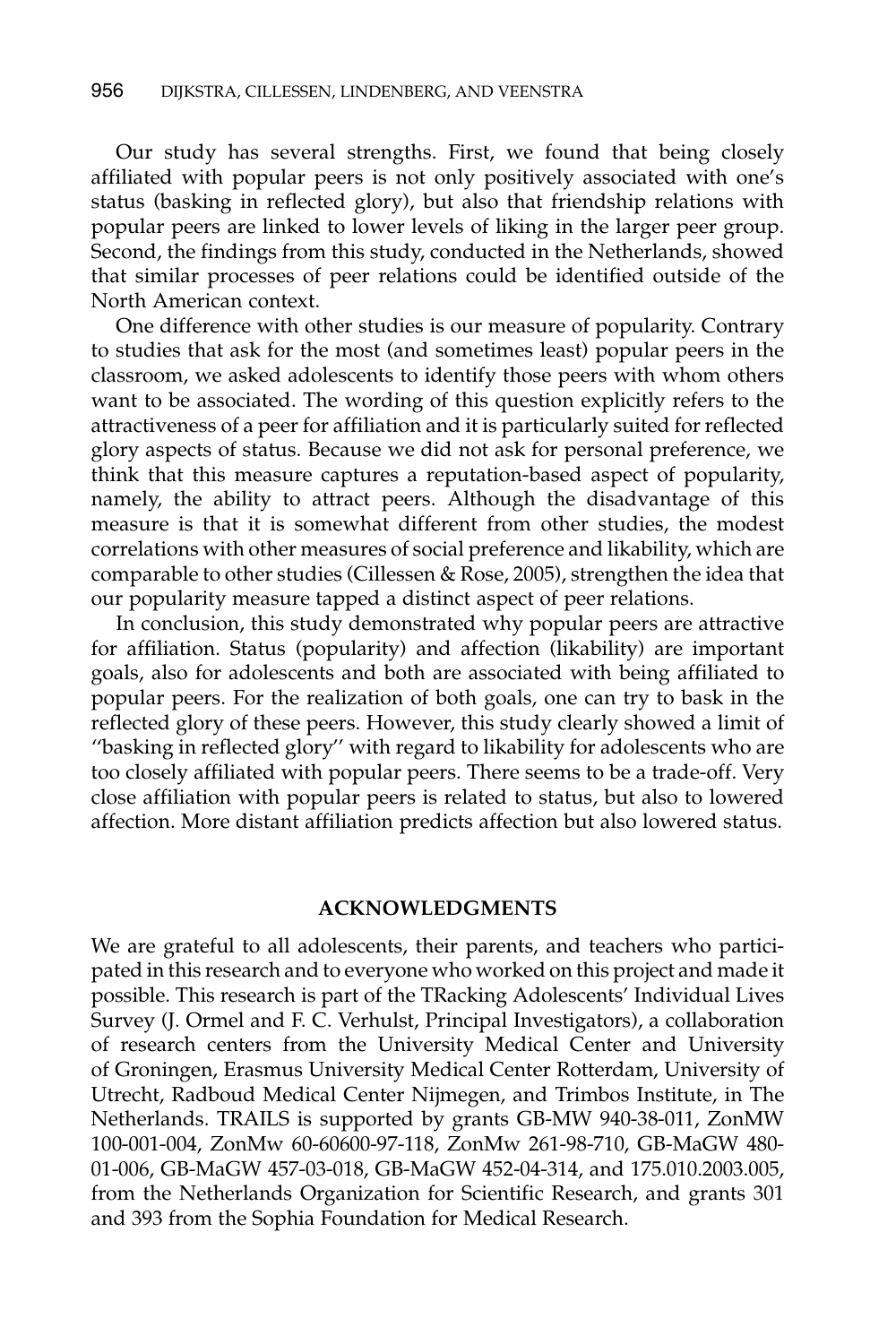Our study has several strengths. First, we found that being closely affiliated with popular peers is not only positively associated with one's status (basking in reflected glory), but also that friendship relations with popular peers are linked to lower levels of liking in the larger peer group. Second, the findings from this study, conducted in the Netherlands, showed that similar processes of peer relations could be identified outside of the North American context.

One difference with other studies is our measure of popularity. Contrary to studies that ask for the most (and sometimes least) popular peers in the classroom, we asked adolescents to identify those peers with whom others want to be associated. The wording of this question explicitly refers to the attractiveness of a peer for affiliation and it is particularly suited for reflected glory aspects of status. Because we did not ask for personal preference, we think that this measure captures a reputation-based aspect of popularity, namely, the ability to attract peers. Although the disadvantage of this measure is that it is somewhat different from other studies, the modest correlations with other measures of social preference and likability, which are comparable to other studies (Cillessen & Rose, 2005), strengthen the idea that our popularity measure tapped a distinct aspect of peer relations.

In conclusion, this study demonstrated why popular peers are attractive for affiliation. Status (popularity) and affection (likability) are important goals, also for adolescents and both are associated with being affiliated to popular peers. For the realization of both goals, one can try to bask in the reflected glory of these peers. However, this study clearly showed a limit of ''basking in reflected glory'' with regard to likability for adolescents who are too closely affiliated with popular peers. There seems to be a trade-off. Very close affiliation with popular peers is related to status, but also to lowered affection. More distant affiliation predicts affection but also lowered status.

## ACKNOWLEDGMENTS

We are grateful to all adolescents, their parents, and teachers who participated in this research and to everyone who worked on this project and made it possible. This research is part of the TRacking Adolescents' Individual Lives Survey (J. Ormel and F. C. Verhulst, Principal Investigators), a collaboration of research centers from the University Medical Center and University of Groningen, Erasmus University Medical Center Rotterdam, University of Utrecht, Radboud Medical Center Nijmegen, and Trimbos Institute, in The Netherlands. TRAILS is supported by grants GB-MW 940-38-011, ZonMW 100-001-004, ZonMw 60-60600-97-118, ZonMw 261-98-710, GB-MaGW 480-01-006, GB-MaGW 457-03-018, GB-MaGW 452-04-314, and 175.010.2003.005, from the Netherlands Organization for Scientific Research, and grants 301 and 393 from the Sophia Foundation for Medical Research.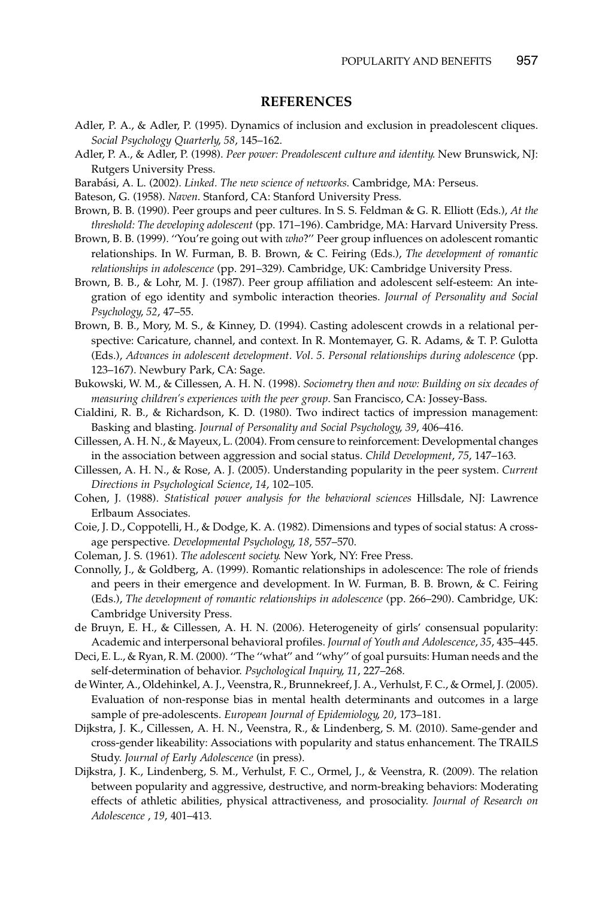## REFERENCES

Adler, P. A., & Adler, P. (1995). Dynamics of inclusion and exclusion in preadolescent cliques. *Social Psychology Quarterly*, *58*, 145–162.

Adler, P. A., & Adler, P. (1998). *Peer power: Preadolescent culture and identity.* New Brunswick, NJ: Rutgers University Press.

Barabási, A. L. (2002). *Linked. The new science of networks.* Cambridge, MA: Perseus.

Bateson, G. (1958). *Naven*. Stanford, CA: Stanford University Press.

Brown, B. B. (1990). Peer groups and peer cultures. In S. S. Feldman & G. R. Elliott (Eds.), *At the threshold: The developing adolescent* (pp. 171–196). Cambridge, MA: Harvard University Press.

Brown, B. B. (1999). ''You're going out with *who*?'' Peer group influences on adolescent romantic relationships. In W. Furman, B. B. Brown, & C. Feiring (Eds.), *The development of romantic relationships in adolescence* (pp. 291–329). Cambridge, UK: Cambridge University Press.

Brown, B. B., & Lohr, M. J. (1987). Peer group affiliation and adolescent self-esteem: An integration of ego identity and symbolic interaction theories. *Journal of Personality and Social Psychology*, *52*, 47–55.

Brown, B. B., Mory, M. S., & Kinney, D. (1994). Casting adolescent crowds in a relational perspective: Caricature, channel, and context. In R. Montemayer, G. R. Adams, & T. P. Gulotta (Eds.), *Advances in adolescent development. Vol. 5. Personal relationships during adolescence* (pp. 123–167). Newbury Park, CA: Sage.

Bukowski, W. M., & Cillessen, A. H. N. (1998). *Sociometry then and now: Building on six decades of measuring children's experiences with the peer group.* San Francisco, CA: Jossey-Bass.

Cialdini, R. B., & Richardson, K. D. (1980). Two indirect tactics of impression management: Basking and blasting. *Journal of Personality and Social Psychology*, *39*, 406–416.

Cillessen, A. H. N., & Mayeux, L. (2004). From censure to reinforcement: Developmental changes in the association between aggression and social status. *Child Development*, *75*, 147–163.

Cillessen, A. H. N., & Rose, A. J. (2005). Understanding popularity in the peer system. *Current Directions in Psychological Science*, *14*, 102–105.

Cohen, J. (1988). *Statistical power analysis for the behavioral sciences* Hillsdale, NJ: Lawrence Erlbaum Associates.

Coie, J. D., Coppotelli, H., & Dodge, K. A. (1982). Dimensions and types of social status: A cross-age perspective. *Developmental Psychology*, *18*, 557–570.

Coleman, J. S. (1961). *The adolescent society.* New York, NY: Free Press.

Connolly, J., & Goldberg, A. (1999). Romantic relationships in adolescence: The role of friends and peers in their emergence and development. In W. Furman, B. B. Brown, & C. Feiring (Eds.), *The development of romantic relationships in adolescence* (pp. 266–290). Cambridge, UK: Cambridge University Press.

de Bruyn, E. H., & Cillessen, A. H. N. (2006). Heterogeneity of girls' consensual popularity: Academic and interpersonal behavioral profiles. *Journal of Youth and Adolescence*, *35*, 435–445.

Deci, E. L., & Ryan, R. M. (2000). ''The ''what'' and ''why'' of goal pursuits: Human needs and the self-determination of behavior. *Psychological Inquiry*, *11*, 227–268.

de Winter, A., Oldehinkel, A. J., Veenstra, R., Brunnekreef, J. A., Verhulst, F. C., & Ormel, J. (2005). Evaluation of non-response bias in mental health determinants and outcomes in a large sample of pre-adolescents. *European Journal of Epidemiology*, *20*, 173–181.

Dijkstra, J. K., Cillessen, A. H. N., Veenstra, R., & Lindenberg, S. M. (2010). Same-gender and cross-gender likeability: Associations with popularity and status enhancement. The TRAILS Study. *Journal of Early Adolescence* (in press).

Dijkstra, J. K., Lindenberg, S. M., Verhulst, F. C., Ormel, J., & Veenstra, R. (2009). The relation between popularity and aggressive, destructive, and norm-breaking behaviors: Moderating effects of athletic abilities, physical attractiveness, and prosociality. *Journal of Research on Adolescence* , *19*, 401–413.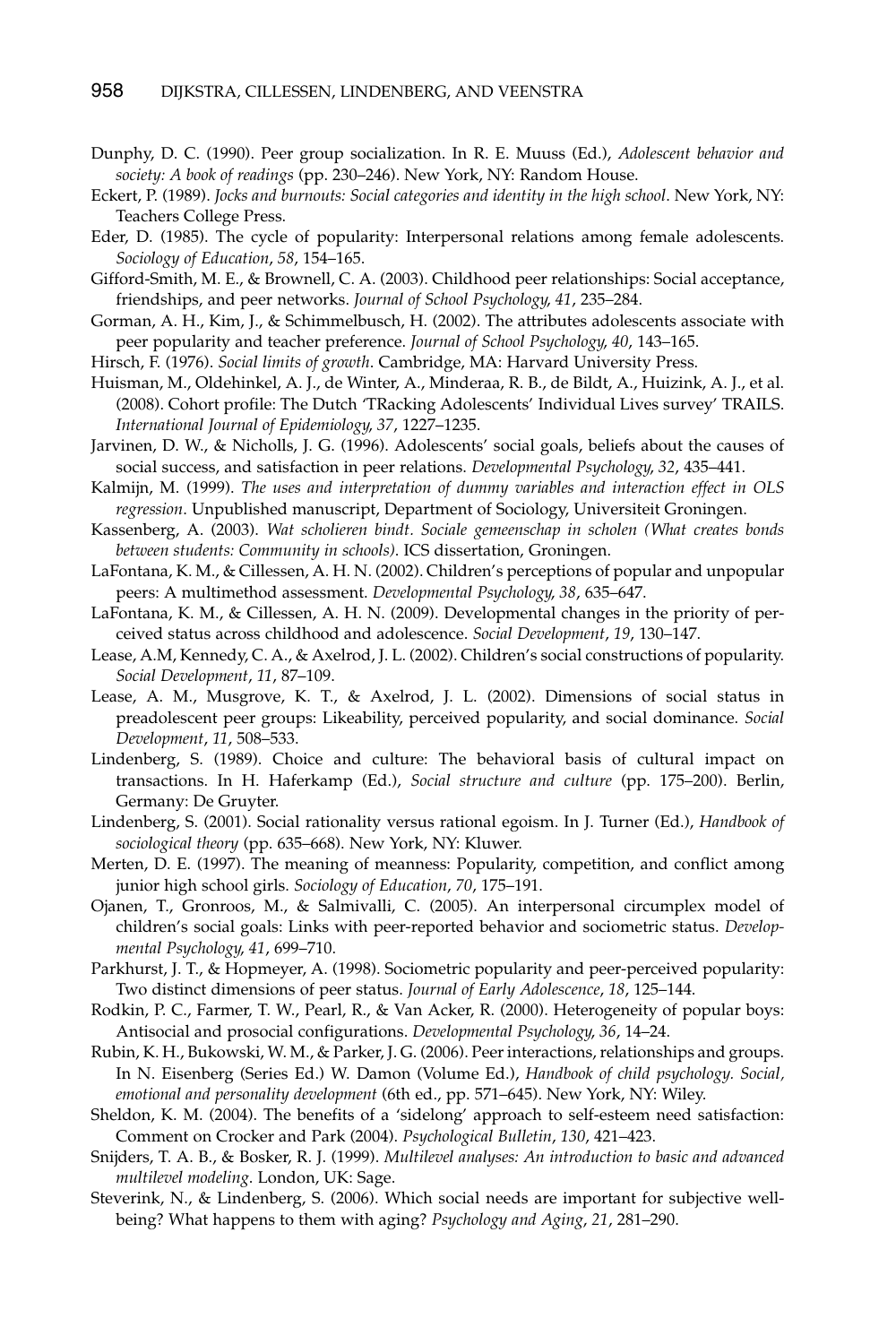Dunphy, D. C. (1990). Peer group socialization. In R. E. Muuss (Ed.), *Adolescent behavior and society: A book of readings* (pp. 230–246). New York, NY: Random House.

Eckert, P. (1989). *Jocks and burnouts: Social categories and identity in the high school*. New York, NY: Teachers College Press.

Eder, D. (1985). The cycle of popularity: Interpersonal relations among female adolescents. *Sociology of Education*, *58*, 154–165.

Gifford-Smith, M. E., & Brownell, C. A. (2003). Childhood peer relationships: Social acceptance, friendships, and peer networks. *Journal of School Psychology*, *41*, 235–284.

Gorman, A. H., Kim, J., & Schimmelbusch, H. (2002). The attributes adolescents associate with peer popularity and teacher preference. *Journal of School Psychology*, *40*, 143–165.

Hirsch, F. (1976). *Social limits of growth*. Cambridge, MA: Harvard University Press.

Huisman, M., Oldehinkel, A. J., de Winter, A., Minderaa, R. B., de Bildt, A., Huizink, A. J., et al. (2008). Cohort profile: The Dutch 'TRacking Adolescents' Individual Lives survey' TRAILS. *International Journal of Epidemiology*, *37*, 1227–1235.

Jarvinen, D. W., & Nicholls, J. G. (1996). Adolescents' social goals, beliefs about the causes of social success, and satisfaction in peer relations. *Developmental Psychology*, *32*, 435–441.

Kalmijn, M. (1999). *The uses and interpretation of dummy variables and interaction effect in OLS regression*. Unpublished manuscript, Department of Sociology, Universiteit Groningen.

Kassenberg, A. (2003). *Wat scholieren bindt. Sociale gemeenschap in scholen (What creates bonds between students: Community in schools)*. ICS dissertation, Groningen.

LaFontana, K. M., & Cillessen, A. H. N. (2002). Children's perceptions of popular and unpopular peers: A multimethod assessment. *Developmental Psychology*, *38*, 635–647.

LaFontana, K. M., & Cillessen, A. H. N. (2009). Developmental changes in the priority of perceived status across childhood and adolescence. *Social Development*, *19*, 130–147.

Lease, A.M, Kennedy, C. A., & Axelrod, J. L. (2002). Children's social constructions of popularity. *Social Development*, *11*, 87–109.

Lease, A. M., Musgrove, K. T., & Axelrod, J. L. (2002). Dimensions of social status in preadolescent peer groups: Likeability, perceived popularity, and social dominance. *Social Development*, *11*, 508–533.

Lindenberg, S. (1989). Choice and culture: The behavioral basis of cultural impact on transactions. In H. Haferkamp (Ed.), *Social structure and culture* (pp. 175–200). Berlin, Germany: De Gruyter.

Lindenberg, S. (2001). Social rationality versus rational egoism. In J. Turner (Ed.), *Handbook of sociological theory* (pp. 635–668). New York, NY: Kluwer.

Merten, D. E. (1997). The meaning of meanness: Popularity, competition, and conflict among junior high school girls. *Sociology of Education*, *70*, 175–191.

Ojanen, T., Gronroos, M., & Salmivalli, C. (2005). An interpersonal circumplex model of children's social goals: Links with peer-reported behavior and sociometric status. *Developmental Psychology*, *41*, 699–710.

Parkhurst, J. T., & Hopmeyer, A. (1998). Sociometric popularity and peer-perceived popularity: Two distinct dimensions of peer status. *Journal of Early Adolescence*, *18*, 125–144.

Rodkin, P. C., Farmer, T. W., Pearl, R., & Van Acker, R. (2000). Heterogeneity of popular boys: Antisocial and prosocial configurations. *Developmental Psychology*, *36*, 14–24.

Rubin, K. H., Bukowski, W. M., & Parker, J. G. (2006). Peer interactions, relationships and groups. In N. Eisenberg (Series Ed.) W. Damon (Volume Ed.), *Handbook of child psychology. Social, emotional and personality development* (6th ed., pp. 571–645). New York, NY: Wiley.

Sheldon, K. M. (2004). The benefits of a 'sidelong' approach to self-esteem need satisfaction: Comment on Crocker and Park (2004). *Psychological Bulletin*, *130*, 421–423.

Snijders, T. A. B., & Bosker, R. J. (1999). *Multilevel analyses: An introduction to basic and advanced multilevel modeling*. London, UK: Sage.

Steverink, N., & Lindenberg, S. (2006). Which social needs are important for subjective well-being? What happens to them with aging? *Psychology and Aging*, *21*, 281–290.